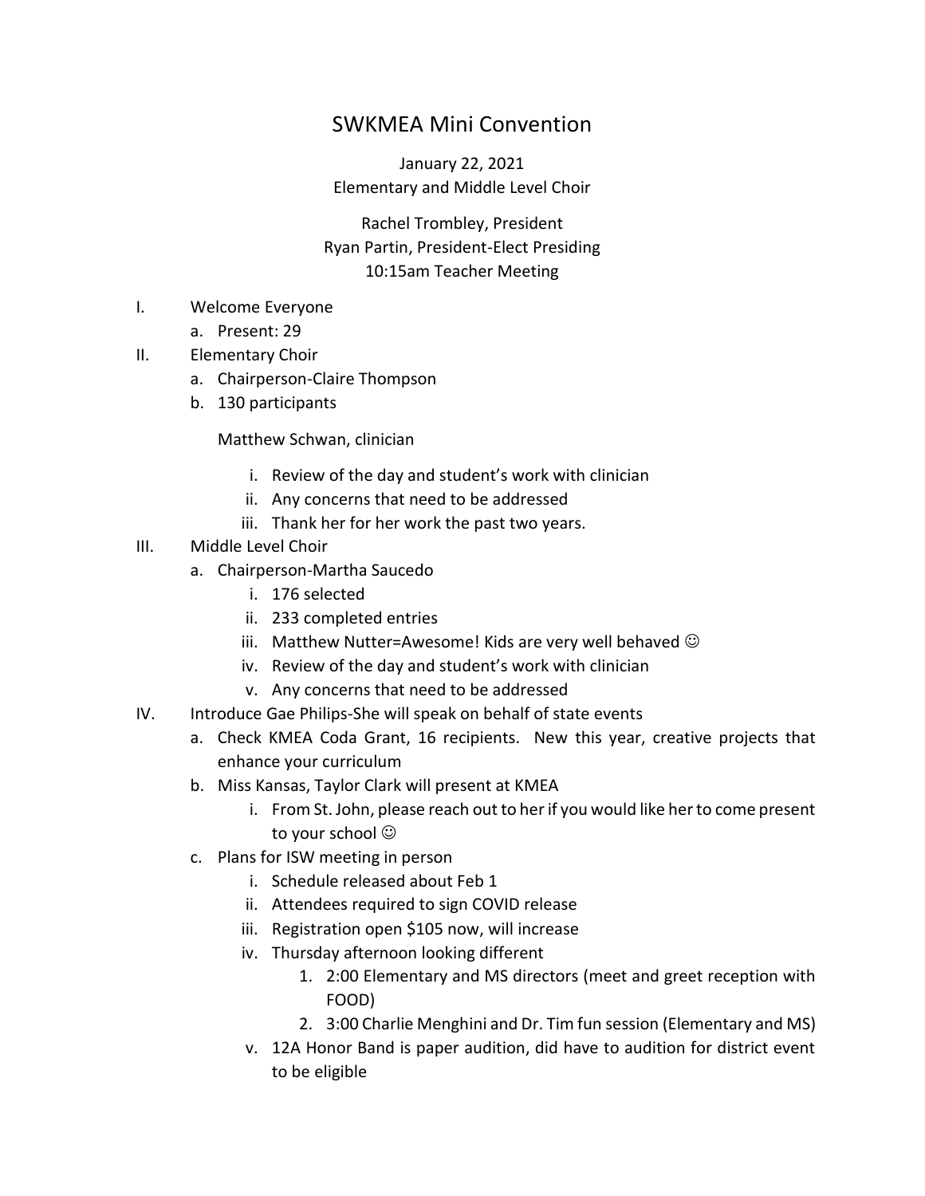# SWKMEA Mini Convention

January 22, 2021
Elementary and Middle Level Choir

Rachel Trombley, President
Ryan Partin, President-Elect Presiding
10:15am Teacher Meeting

I. Welcome Everyone
   a. Present: 29
II. Elementary Choir
   a. Chairperson-Claire Thompson
   b. 130 participants

      Matthew Schwan, clinician

      i. Review of the day and student's work with clinician
      ii. Any concerns that need to be addressed
      iii. Thank her for her work the past two years.
III. Middle Level Choir
   a. Chairperson-Martha Saucedo
      i. 176 selected
      ii. 233 completed entries
      iii. Matthew Nutter=Awesome! Kids are very well behaved ☺
      iv. Review of the day and student's work with clinician
      v. Any concerns that need to be addressed
IV. Introduce Gae Philips-She will speak on behalf of state events
   a. Check KMEA Coda Grant, 16 recipients. New this year, creative projects that enhance your curriculum
   b. Miss Kansas, Taylor Clark will present at KMEA
      i. From St. John, please reach out to her if you would like her to come present to your school ☺
   c. Plans for ISW meeting in person
      i. Schedule released about Feb 1
      ii. Attendees required to sign COVID release
      iii. Registration open $105 now, will increase
      iv. Thursday afternoon looking different
         1. 2:00 Elementary and MS directors (meet and greet reception with FOOD)
         2. 3:00 Charlie Menghini and Dr. Tim fun session (Elementary and MS)
      v. 12A Honor Band is paper audition, did have to audition for district event to be eligible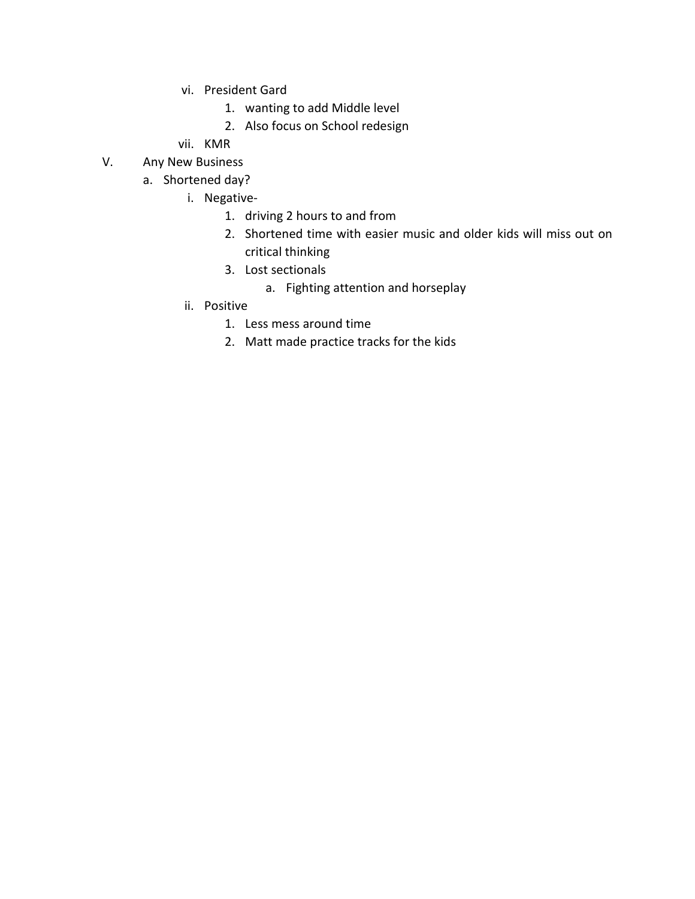- vi. President Gard
    1. wanting to add Middle level
    2. Also focus on School redesign
- vii. KMR

V. Any New Business

- a. Shortened day?
    - i. Negative-
        1. driving 2 hours to and from
        2. Shortened time with easier music and older kids will miss out on critical thinking
        3. Lost sectionals
            - a. Fighting attention and horseplay
    - ii. Positive
        1. Less mess around time
        2. Matt made practice tracks for the kids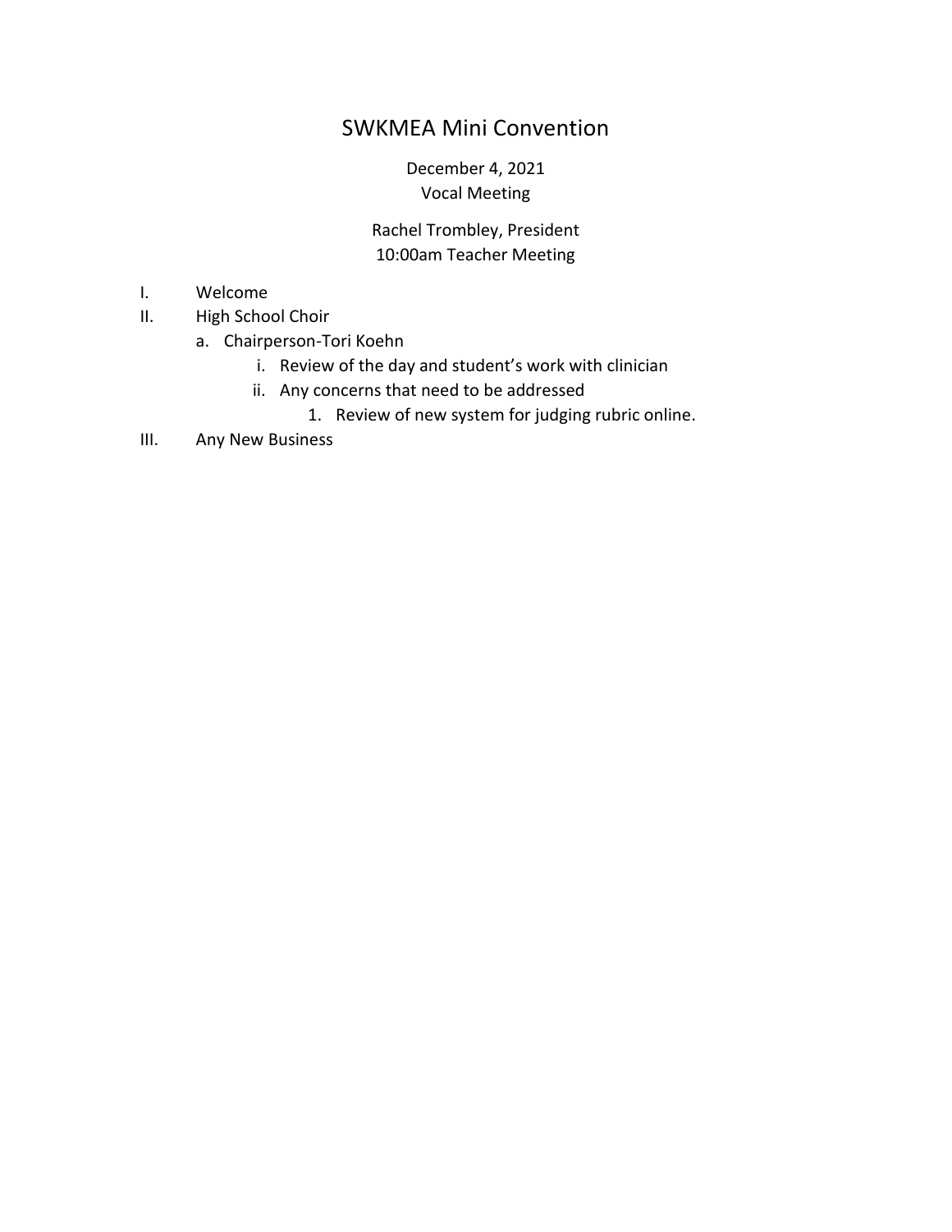# SWKMEA Mini Convention

December 4, 2021
Vocal Meeting

Rachel Trombley, President
10:00am Teacher Meeting

I. Welcome
II. High School Choir
    a. Chairperson-Tori Koehn
        i. Review of the day and student's work with clinician
        ii. Any concerns that need to be addressed
            1. Review of new system for judging rubric online.
III. Any New Business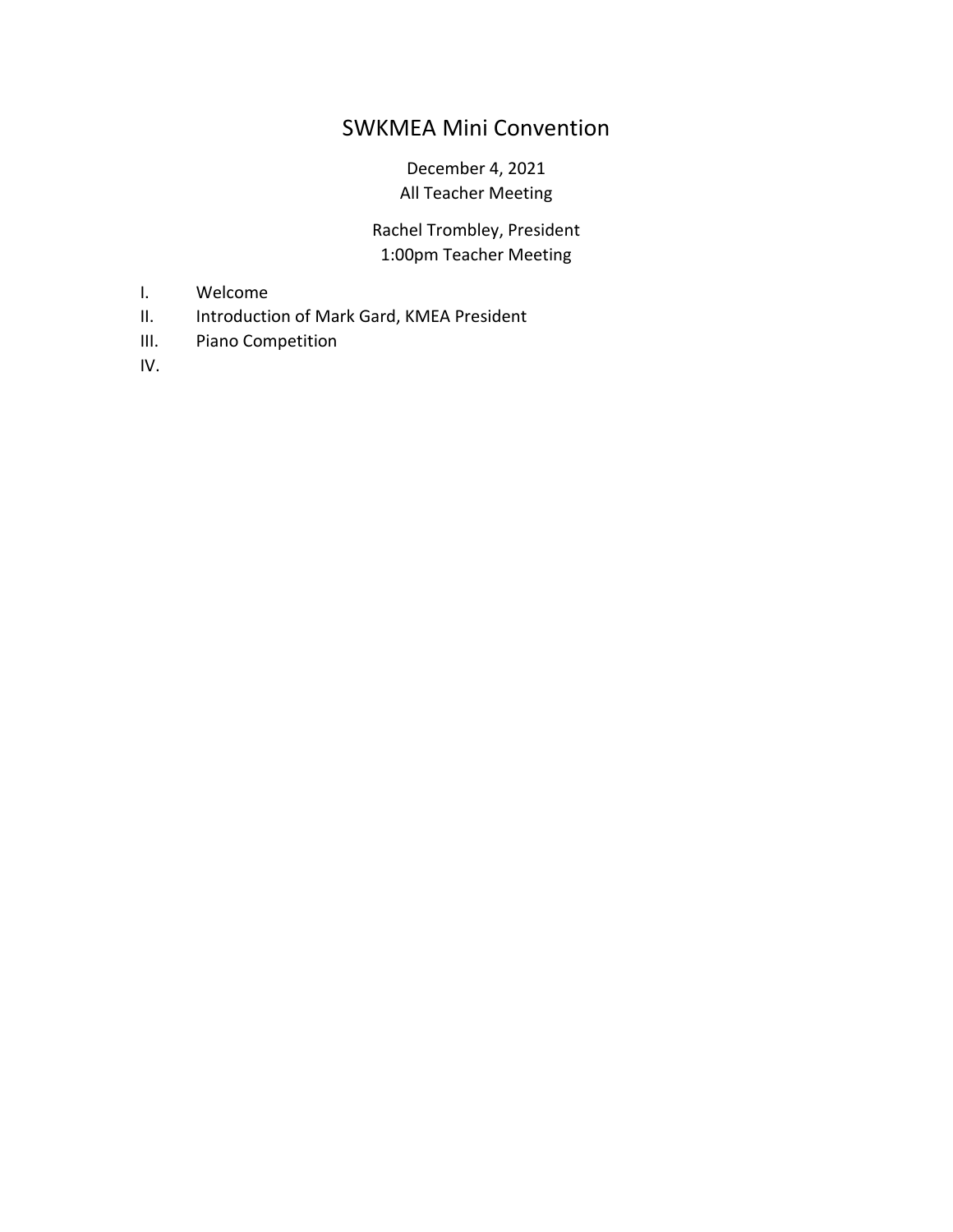# SWKMEA Mini Convention

December 4, 2021
All Teacher Meeting

Rachel Trombley, President
1:00pm Teacher Meeting

I. Welcome
II. Introduction of Mark Gard, KMEA President
III. Piano Competition
IV.